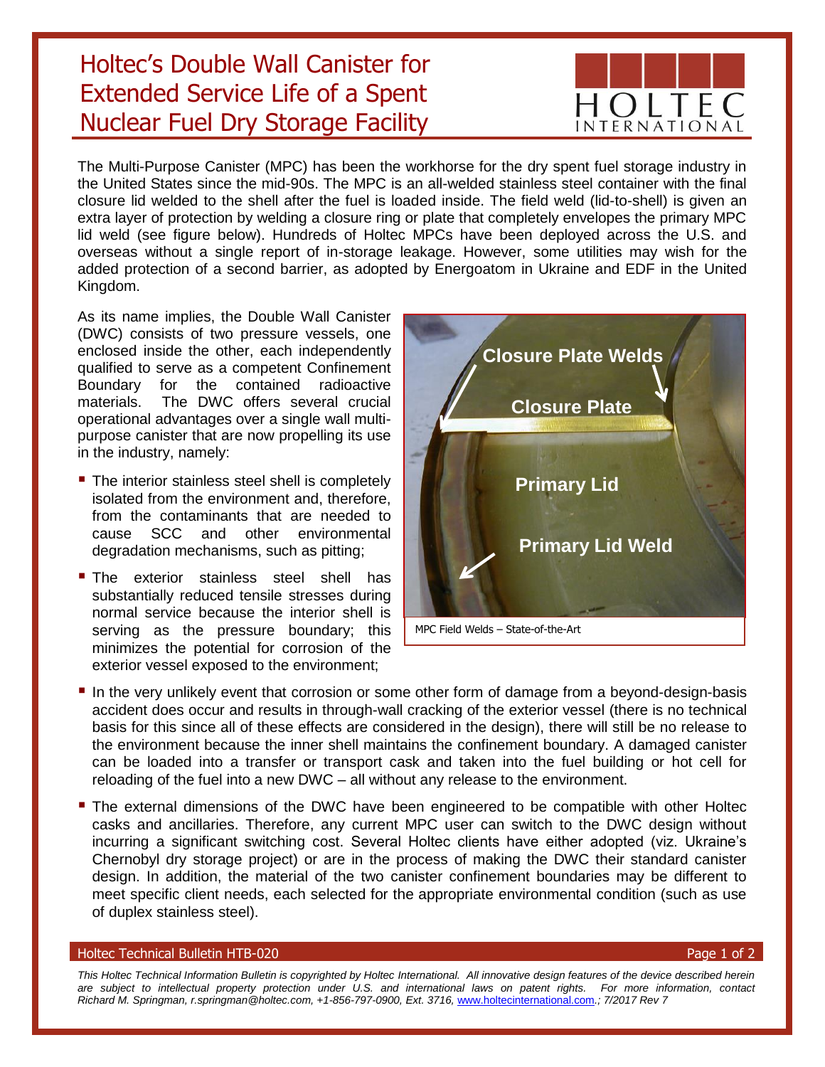# Holtec's Double Wall Canister for Extended Service Life of a Spent Nuclear Fuel Dry Storage Facility

HOLTEC INTERNATIONAL

The Multi-Purpose Canister (MPC) has been the workhorse for the dry spent fuel storage industry in the United States since the mid-90s. The MPC is an all-welded stainless steel container with the final closure lid welded to the shell after the fuel is loaded inside. The field weld (lid-to-shell) is given an extra layer of protection by welding a closure ring or plate that completely envelopes the primary MPC lid weld (see figure below). Hundreds of Holtec MPCs have been deployed across the U.S. and overseas without a single report of in-storage leakage. However, some utilities may wish for the added protection of a second barrier, as adopted by Energoatom in Ukraine and EDF in the United Kingdom.

As its name implies, the Double Wall Canister (DWC) consists of two pressure vessels, one enclosed inside the other, each independently qualified to serve as a competent Confinement Boundary for the contained radioactive materials. The DWC offers several crucial operational advantages over a single wall multi-purpose canister that are now propelling its use in the industry, namely:

- The interior stainless steel shell is completely isolated from the environment and, therefore, from the contaminants that are needed to cause SCC and other environmental degradation mechanisms, such as pitting;
- The exterior stainless steel shell has substantially reduced tensile stresses during normal service because the interior shell is serving as the pressure boundary; this minimizes the potential for corrosion of the exterior vessel exposed to the environment;
- In the very unlikely event that corrosion or some other form of damage from a beyond-design-basis accident does occur and results in through-wall cracking of the exterior vessel (there is no technical basis for this since all of these effects are considered in the design), there will still be no release to the environment because the inner shell maintains the confinement boundary. A damaged canister can be loaded into a transfer or transport cask and taken into the fuel building or hot cell for reloading of the fuel into a new DWC – all without any release to the environment.
- The external dimensions of the DWC have been engineered to be compatible with other Holtec casks and ancillaries. Therefore, any current MPC user can switch to the DWC design without incurring a significant switching cost. Several Holtec clients have either adopted (viz. Ukraine's Chernobyl dry storage project) or are in the process of making the DWC their standard canister design. In addition, the material of the two canister confinement boundaries may be different to meet specific client needs, each selected for the appropriate environmental condition (such as use of duplex stainless steel).

Closure Plate Welds

Closure Plate

Primary Lid

Primary Lid Weld

MPC Field Welds – State-of-the-Art

Holtec Technical Bulletin HTB-020

*This Holtec Technical Information Bulletin is copyrighted by Holtec International. All innovative design features of the device described herein are subject to intellectual property protection under U.S. and international laws on patent rights. For more information, contact Richard M. Springman, r.springman@holtec.com, +1-856-797-0900, Ext. 3716, www.holtecinternational.com.; 7/2017 Rev 7*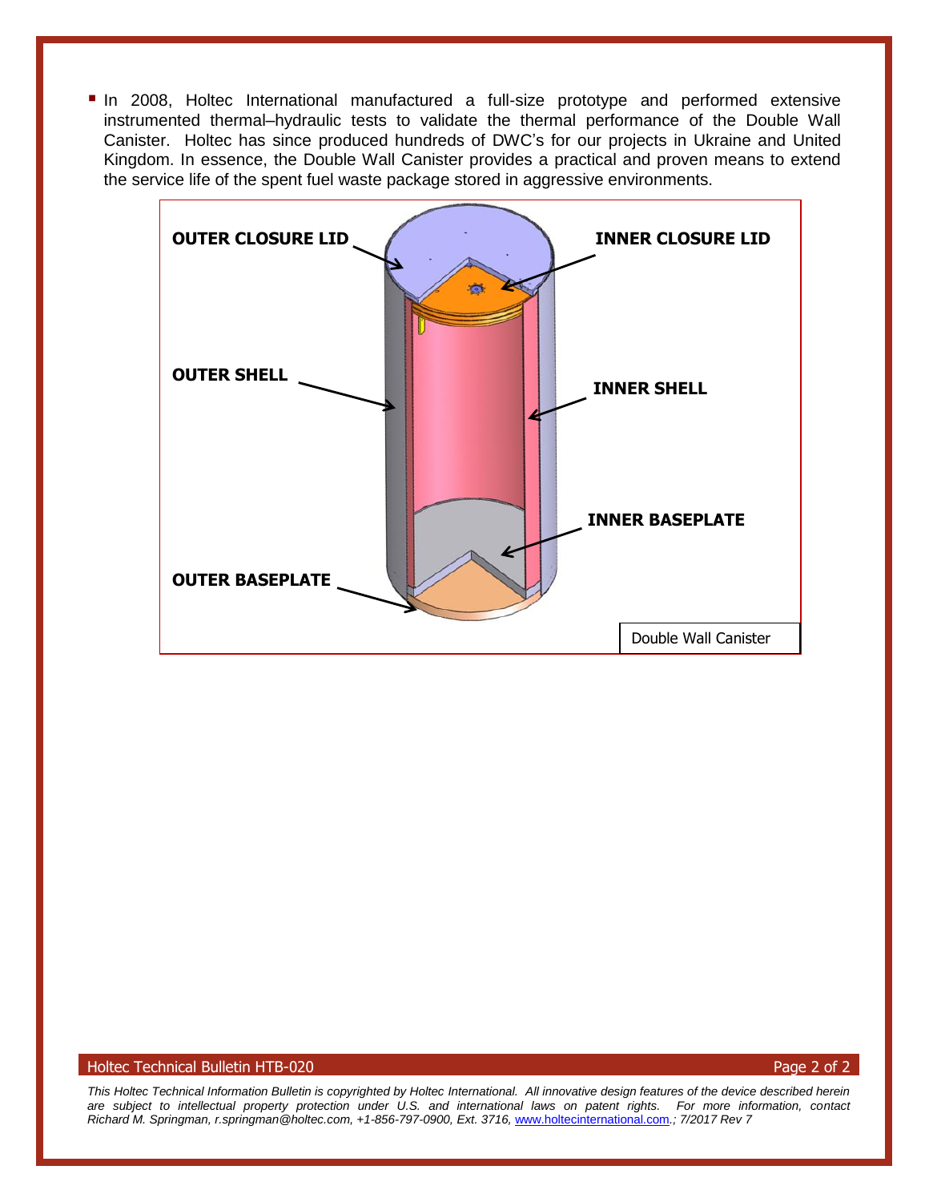- In 2008, Holtec International manufactured a full-size prototype and performed extensive instrumented thermal–hydraulic tests to validate the thermal performance of the Double Wall Canister. Holtec has since produced hundreds of DWC's for our projects in Ukraine and United Kingdom. In essence, the Double Wall Canister provides a practical and proven means to extend the service life of the spent fuel waste package stored in aggressive environments.

OUTER CLOSURE LID

INNER CLOSURE LID

OUTER SHELL

INNER SHELL

INNER BASEPLATE

OUTER BASEPLATE

Double Wall Canister

Holtec Technical Bulletin HTB-020

*This Holtec Technical Information Bulletin is copyrighted by Holtec International. All innovative design features of the device described herein are subject to intellectual property protection under U.S. and international laws on patent rights. For more information, contact Richard M. Springman, r.springman@holtec.com, +1-856-797-0900, Ext. 3716, www.holtecinternational.com.; 7/2017 Rev 7*